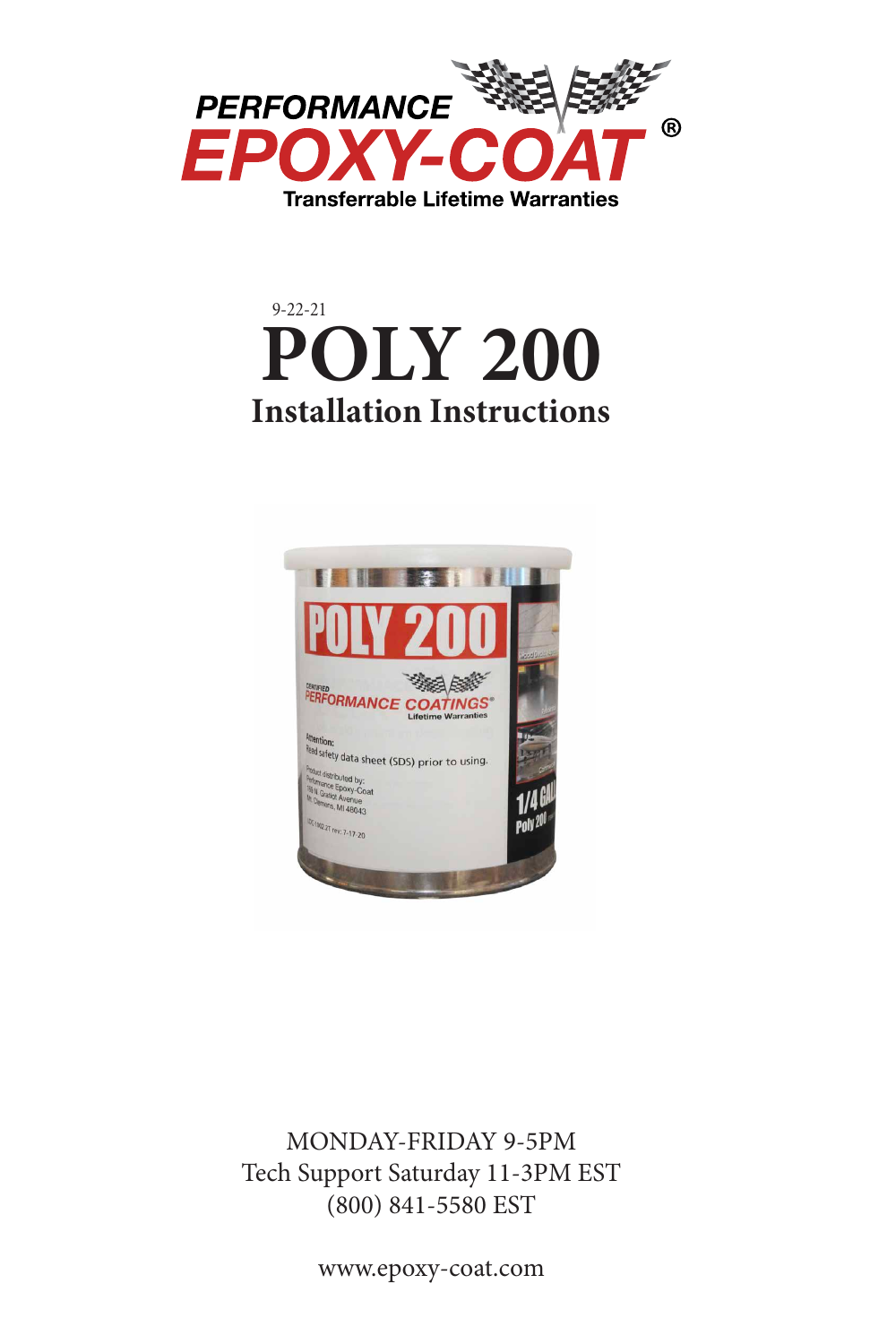PERFORMANCE
EPOXY-COAT®
Transferrable Lifetime Warranties

9-22-21

# POLY 200

## Installation Instructions

MONDAY-FRIDAY 9-5PM
Tech Support Saturday 11-3PM EST
(800) 841-5580 EST

www.epoxy-coat.com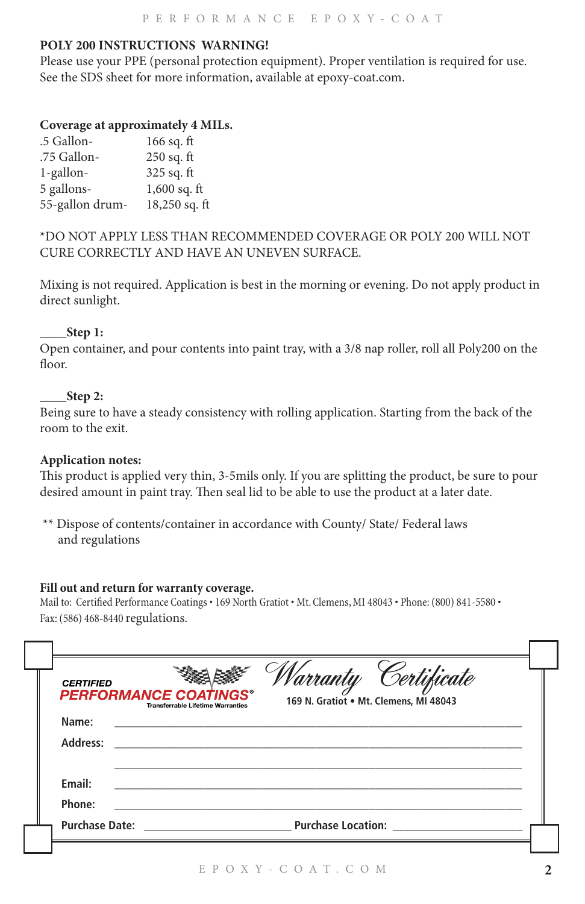**POLY 200 INSTRUCTIONS WARNING!**
Please use your PPE (personal protection equipment). Proper ventilation is required for use. See the SDS sheet for more information, available at epoxy-coat.com.

**Coverage at approximately 4 MILs.**

| | |
|---|---|
| .5 Gallon- | 166 sq. ft |
| .75 Gallon- | 250 sq. ft |
| 1-gallon- | 325 sq. ft |
| 5 gallons- | 1,600 sq. ft |
| 55-gallon drum- | 18,250 sq. ft |

*DO NOT APPLY LESS THAN RECOMMENDED COVERAGE OR POLY 200 WILL NOT CURE CORRECTLY AND HAVE AN UNEVEN SURFACE.

Mixing is not required. Application is best in the morning or evening. Do not apply product in direct sunlight.

____**Step 1:**
Open container, and pour contents into paint tray, with a 3/8 nap roller, roll all Poly200 on the floor.

____**Step 2:**
Being sure to have a steady consistency with rolling application. Starting from the back of the room to the exit.

**Application notes:**
This product is applied very thin, 3-5mils only. If you are splitting the product, be sure to pour desired amount in paint tray. Then seal lid to be able to use the product at a later date.

** Dispose of contents/container in accordance with County/ State/ Federal laws and regulations

**Fill out and return for warranty coverage.**
Mail to: Certified Performance Coatings • 169 North Gratiot • Mt. Clemens, MI 48043 • Phone: (800) 841-5580 • Fax: (586) 468-8440 regulations.

CERTIFIED PERFORMANCE COATINGS®
Transferrable Lifetime Warranties

*Warranty Certificate*
169 N. Gratiot • Mt. Clemens, MI 48043

Name: ______________________________

Address: ______________________________

______________________________

Email: ______________________________

Phone: ______________________________

Purchase Date: ______________ Purchase Location: ______________